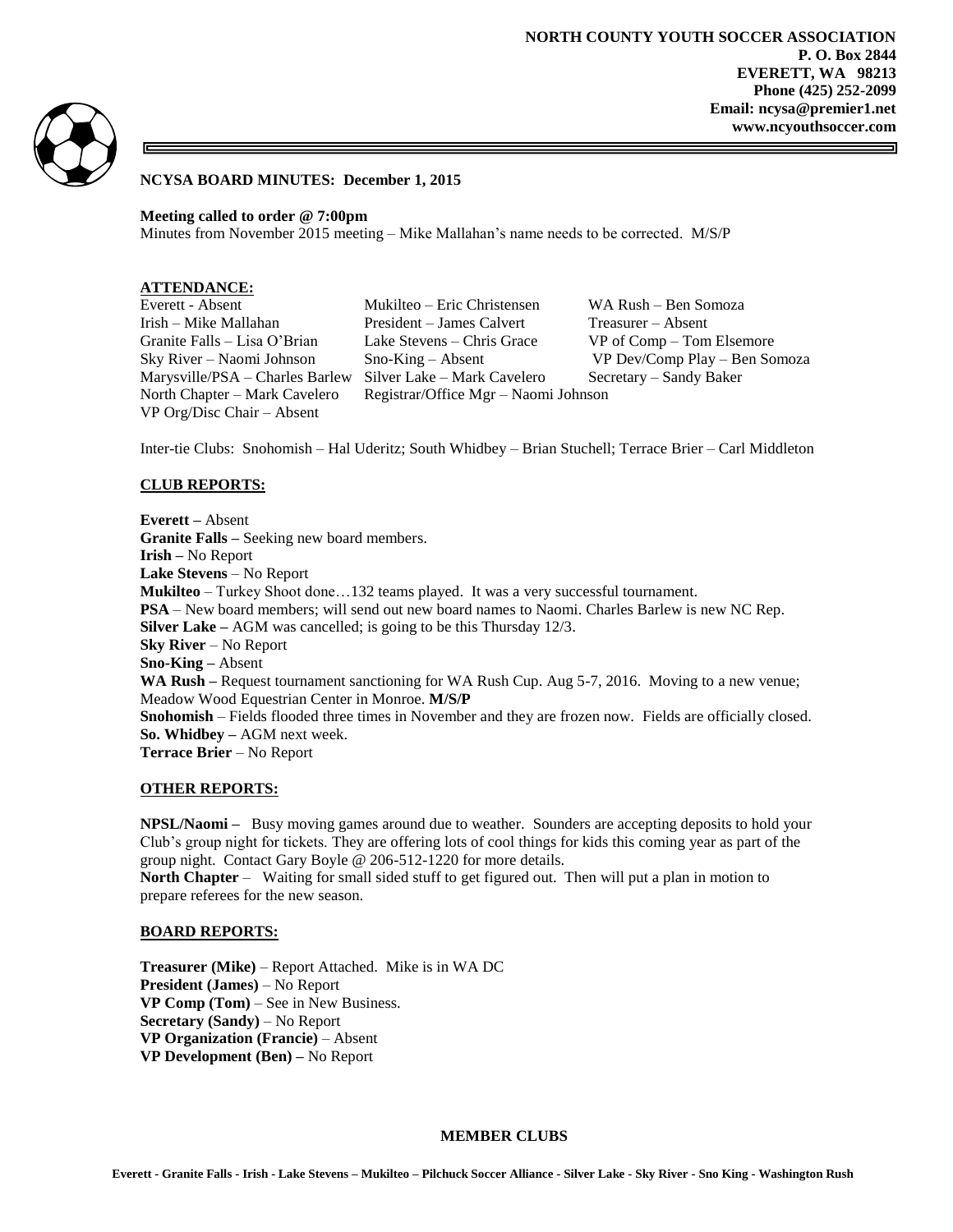**NORTH COUNTY YOUTH SOCCER ASSOCIATION**
**P. O. Box 2844**
**EVERETT, WA 98213**
**Phone (425) 252-2099**
**Email: ncysa@premier1.net**
**www.ncyouthsoccer.com**

**NCYSA BOARD MINUTES: December 1, 2015**

**Meeting called to order @ 7:00pm**
Minutes from November 2015 meeting – Mike Mallahan's name needs to be corrected. M/S/P

**ATTENDANCE:**

| | | |
|---|---|---|
| Everett - Absent | Mukilteo – Eric Christensen | WA Rush – Ben Somoza |
| Irish – Mike Mallahan | President – James Calvert | Treasurer – Absent |
| Granite Falls – Lisa O'Brian | Lake Stevens – Chris Grace | VP of Comp – Tom Elsemore |
| Sky River – Naomi Johnson | Sno-King – Absent | VP Dev/Comp Play – Ben Somoza |
| Marysville/PSA – Charles Barlew | Silver Lake – Mark Cavelero | Secretary – Sandy Baker |
| North Chapter – Mark Cavelero | Registrar/Office Mgr – Naomi Johnson | |
| VP Org/Disc Chair – Absent | | |

Inter-tie Clubs: Snohomish – Hal Uderitz; South Whidbey – Brian Stuchell; Terrace Brier – Carl Middleton

**CLUB REPORTS:**

**Everett –** Absent
**Granite Falls –** Seeking new board members.
**Irish –** No Report
**Lake Stevens** – No Report
**Mukilteo** – Turkey Shoot done…132 teams played. It was a very successful tournament.
**PSA** – New board members; will send out new board names to Naomi. Charles Barlew is new NC Rep.
**Silver Lake –** AGM was cancelled; is going to be this Thursday 12/3.
**Sky River** – No Report
**Sno-King –** Absent
**WA Rush –** Request tournament sanctioning for WA Rush Cup. Aug 5-7, 2016. Moving to a new venue; Meadow Wood Equestrian Center in Monroe. **M/S/P**
**Snohomish** – Fields flooded three times in November and they are frozen now. Fields are officially closed.
**So. Whidbey –** AGM next week.
**Terrace Brier** – No Report

**OTHER REPORTS:**

**NPSL/Naomi –** Busy moving games around due to weather. Sounders are accepting deposits to hold your Club's group night for tickets. They are offering lots of cool things for kids this coming year as part of the group night. Contact Gary Boyle @ 206-512-1220 for more details.
**North Chapter** – Waiting for small sided stuff to get figured out. Then will put a plan in motion to prepare referees for the new season.

**BOARD REPORTS:**

**Treasurer (Mike)** – Report Attached. Mike is in WA DC
**President (James)** – No Report
**VP Comp (Tom)** – See in New Business.
**Secretary (Sandy)** – No Report
**VP Organization (Francie)** – Absent
**VP Development (Ben) –** No Report

**MEMBER CLUBS**

**Everett - Granite Falls - Irish - Lake Stevens – Mukilteo – Pilchuck Soccer Alliance - Silver Lake - Sky River - Sno King - Washington Rush**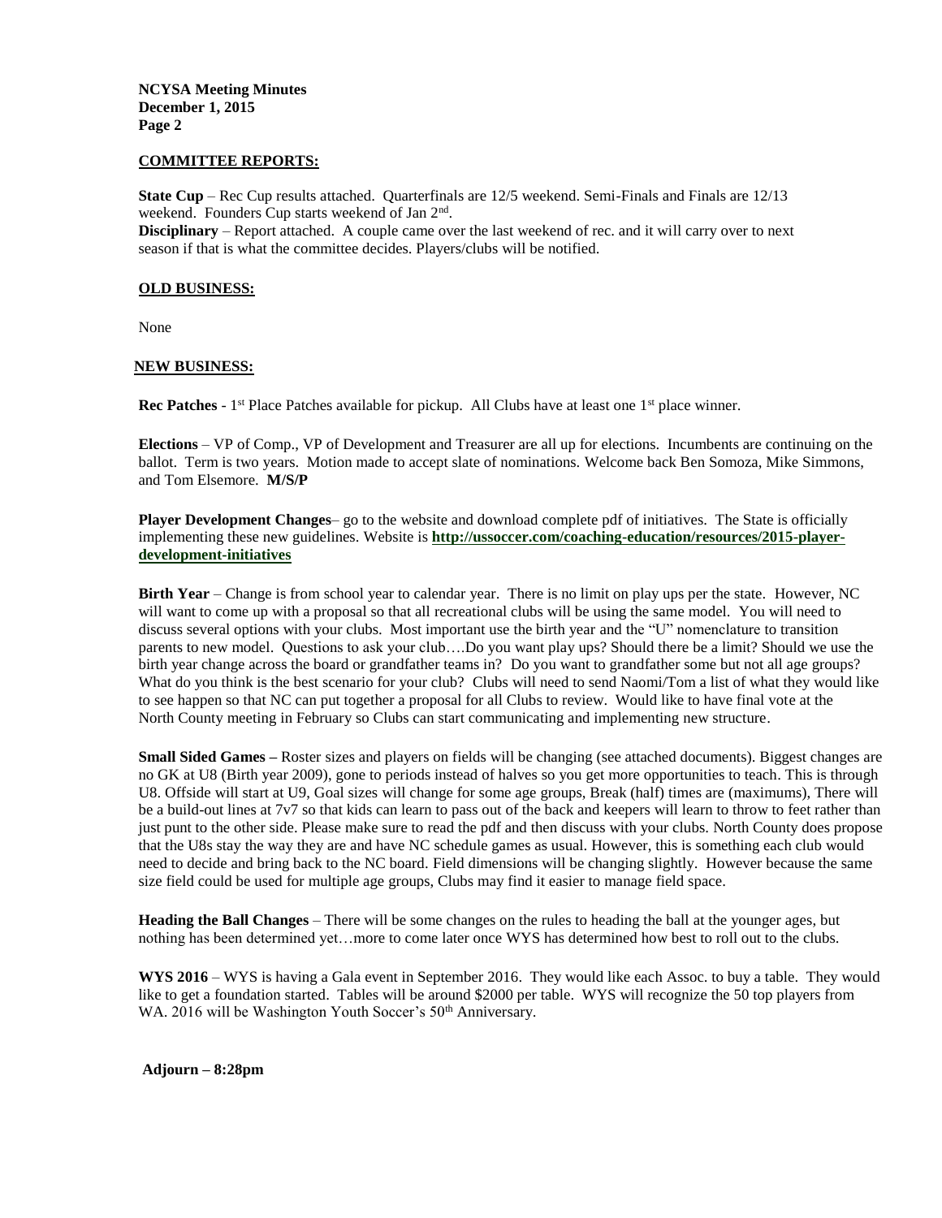## COMMITTEE REPORTS:

**State Cup** – Rec Cup results attached. Quarterfinals are 12/5 weekend. Semi-Finals and Finals are 12/13 weekend. Founders Cup starts weekend of Jan 2nd.

**Disciplinary** – Report attached. A couple came over the last weekend of rec. and it will carry over to next season if that is what the committee decides. Players/clubs will be notified.

## OLD BUSINESS:

None

## NEW BUSINESS:

**Rec Patches** - 1st Place Patches available for pickup. All Clubs have at least one 1st place winner.

**Elections** – VP of Comp., VP of Development and Treasurer are all up for elections. Incumbents are continuing on the ballot. Term is two years. Motion made to accept slate of nominations. Welcome back Ben Somoza, Mike Simmons, and Tom Elsemore. **M/S/P**

**Player Development Changes**– go to the website and download complete pdf of initiatives. The State is officially implementing these new guidelines. Website is **http://ussoccer.com/coaching-education/resources/2015-player-development-initiatives**

**Birth Year** – Change is from school year to calendar year. There is no limit on play ups per the state. However, NC will want to come up with a proposal so that all recreational clubs will be using the same model. You will need to discuss several options with your clubs. Most important use the birth year and the "U" nomenclature to transition parents to new model. Questions to ask your club….Do you want play ups? Should there be a limit? Should we use the birth year change across the board or grandfather teams in? Do you want to grandfather some but not all age groups? What do you think is the best scenario for your club? Clubs will need to send Naomi/Tom a list of what they would like to see happen so that NC can put together a proposal for all Clubs to review. Would like to have final vote at the North County meeting in February so Clubs can start communicating and implementing new structure.

**Small Sided Games –** Roster sizes and players on fields will be changing (see attached documents). Biggest changes are no GK at U8 (Birth year 2009), gone to periods instead of halves so you get more opportunities to teach. This is through U8. Offside will start at U9, Goal sizes will change for some age groups, Break (half) times are (maximums), There will be a build-out lines at 7v7 so that kids can learn to pass out of the back and keepers will learn to throw to feet rather than just punt to the other side. Please make sure to read the pdf and then discuss with your clubs. North County does propose that the U8s stay the way they are and have NC schedule games as usual. However, this is something each club would need to decide and bring back to the NC board. Field dimensions will be changing slightly. However because the same size field could be used for multiple age groups, Clubs may find it easier to manage field space.

**Heading the Ball Changes** – There will be some changes on the rules to heading the ball at the younger ages, but nothing has been determined yet…more to come later once WYS has determined how best to roll out to the clubs.

**WYS 2016** – WYS is having a Gala event in September 2016. They would like each Assoc. to buy a table. They would like to get a foundation started. Tables will be around $2000 per table. WYS will recognize the 50 top players from WA. 2016 will be Washington Youth Soccer's 50th Anniversary.

**Adjourn – 8:28pm**